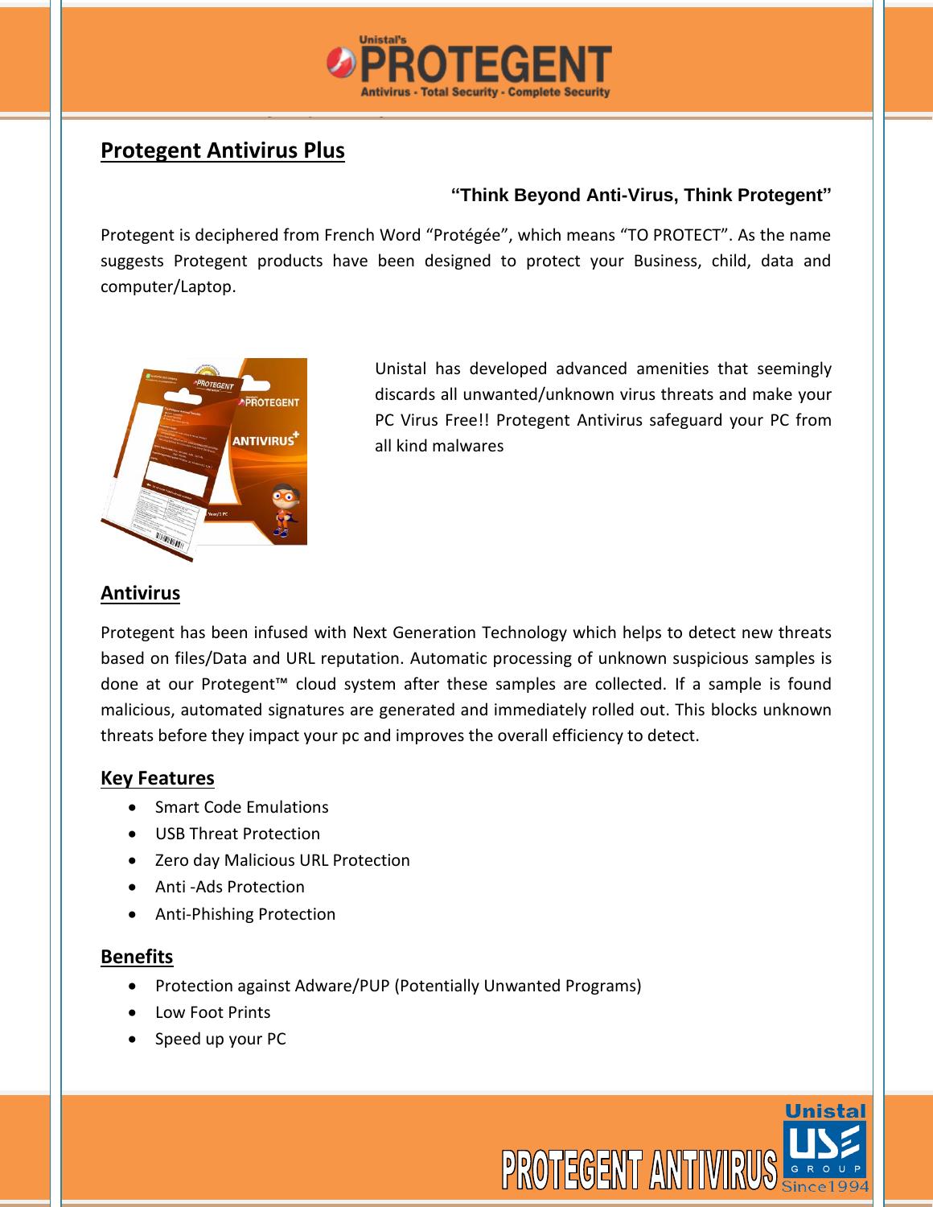# Protegent Antivirus Plus

**"Think Beyond Anti-Virus, Think Protegent"**

Protegent is deciphered from French Word "Protégée", which means "TO PROTECT". As the name suggests Protegent products have been designed to protect your Business, child, data and computer/Laptop.

Unistal has developed advanced amenities that seemingly discards all unwanted/unknown virus threats and make your PC Virus Free!! Protegent Antivirus safeguard your PC from all kind malwares

## Antivirus

Protegent has been infused with Next Generation Technology which helps to detect new threats based on files/Data and URL reputation. Automatic processing of unknown suspicious samples is done at our Protegent™ cloud system after these samples are collected. If a sample is found malicious, automated signatures are generated and immediately rolled out. This blocks unknown threats before they impact your pc and improves the overall efficiency to detect.

## Key Features

- Smart Code Emulations
- USB Threat Protection
- Zero day Malicious URL Protection
- Anti -Ads Protection
- Anti-Phishing Protection

## Benefits

- Protection against Adware/PUP (Potentially Unwanted Programs)
- Low Foot Prints
- Speed up your PC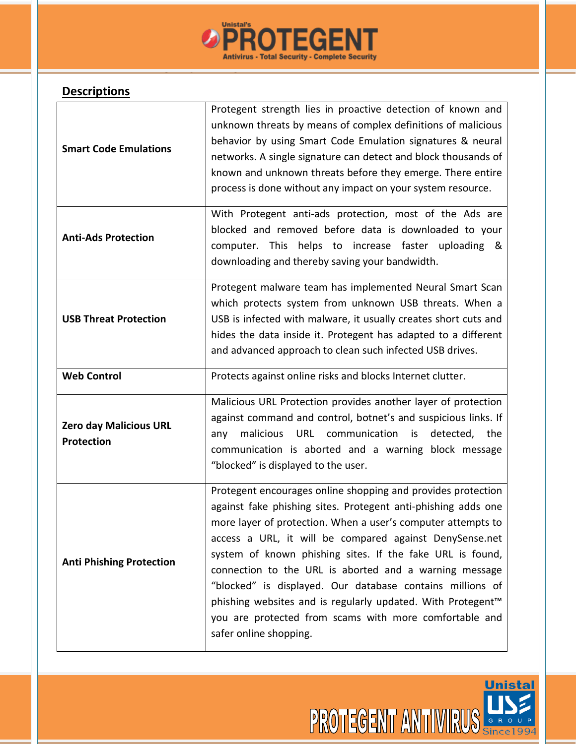## Descriptions

| | |
|---|---|
| **Smart Code Emulations** | Protegent strength lies in proactive detection of known and unknown threats by means of complex definitions of malicious behavior by using Smart Code Emulation signatures & neural networks. A single signature can detect and block thousands of known and unknown threats before they emerge. There entire process is done without any impact on your system resource. |
| **Anti-Ads Protection** | With Protegent anti-ads protection, most of the Ads are blocked and removed before data is downloaded to your computer. This helps to increase faster uploading & downloading and thereby saving your bandwidth. |
| **USB Threat Protection** | Protegent malware team has implemented Neural Smart Scan which protects system from unknown USB threats. When a USB is infected with malware, it usually creates short cuts and hides the data inside it. Protegent has adapted to a different and advanced approach to clean such infected USB drives. |
| **Web Control** | Protects against online risks and blocks Internet clutter. |
| **Zero day Malicious URL Protection** | Malicious URL Protection provides another layer of protection against command and control, botnet's and suspicious links. If any malicious URL communication is detected, the communication is aborted and a warning block message "blocked" is displayed to the user. |
| **Anti Phishing Protection** | Protegent encourages online shopping and provides protection against fake phishing sites. Protegent anti-phishing adds one more layer of protection. When a user's computer attempts to access a URL, it will be compared against DenySense.net system of known phishing sites. If the fake URL is found, connection to the URL is aborted and a warning message "blocked" is displayed. Our database contains millions of phishing websites and is regularly updated. With Protegent™ you are protected from scams with more comfortable and safer online shopping. |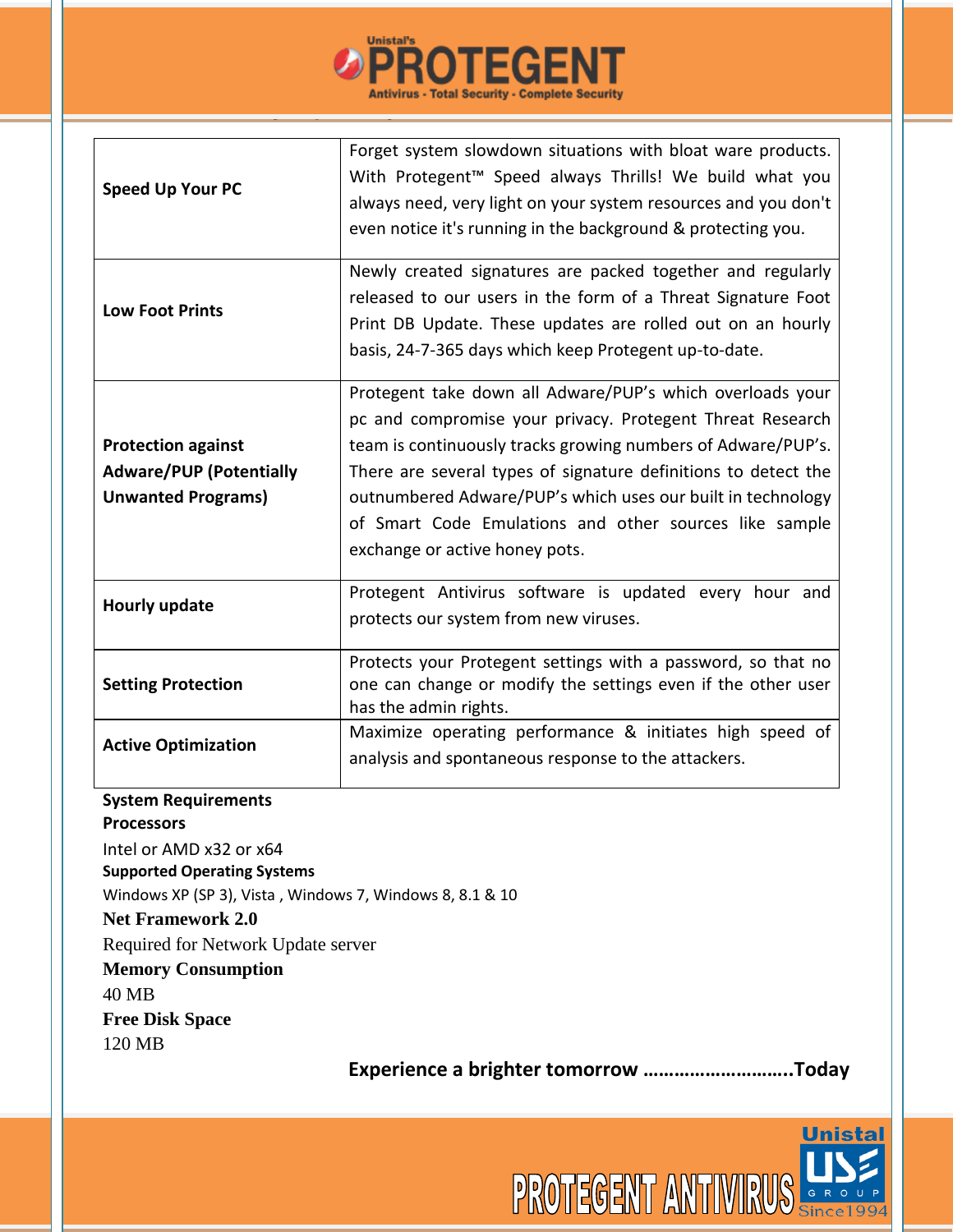| | |
|---|---|
| **Speed Up Your PC** | Forget system slowdown situations with bloat ware products. With Protegent™ Speed always Thrills! We build what you always need, very light on your system resources and you don't even notice it's running in the background & protecting you. |
| **Low Foot Prints** | Newly created signatures are packed together and regularly released to our users in the form of a Threat Signature Foot Print DB Update. These updates are rolled out on an hourly basis, 24-7-365 days which keep Protegent up-to-date. |
| **Protection against Adware/PUP (Potentially Unwanted Programs)** | Protegent take down all Adware/PUP's which overloads your pc and compromise your privacy. Protegent Threat Research team is continuously tracks growing numbers of Adware/PUP's. There are several types of signature definitions to detect the outnumbered Adware/PUP's which uses our built in technology of Smart Code Emulations and other sources like sample exchange or active honey pots. |
| **Hourly update** | Protegent Antivirus software is updated every hour and protects our system from new viruses. |
| **Setting Protection** | Protects your Protegent settings with a password, so that no one can change or modify the settings even if the other user has the admin rights. |
| **Active Optimization** | Maximize operating performance & initiates high speed of analysis and spontaneous response to the attackers. |

**System Requirements**

**Processors**

Intel or AMD x32 or x64

**Supported Operating Systems**

Windows XP (SP 3), Vista , Windows 7, Windows 8, 8.1 & 10

**Net Framework 2.0**

Required for Network Update server

**Memory Consumption**

40 MB

**Free Disk Space**

120 MB

**Experience a brighter tomorrow ……………………….Today**